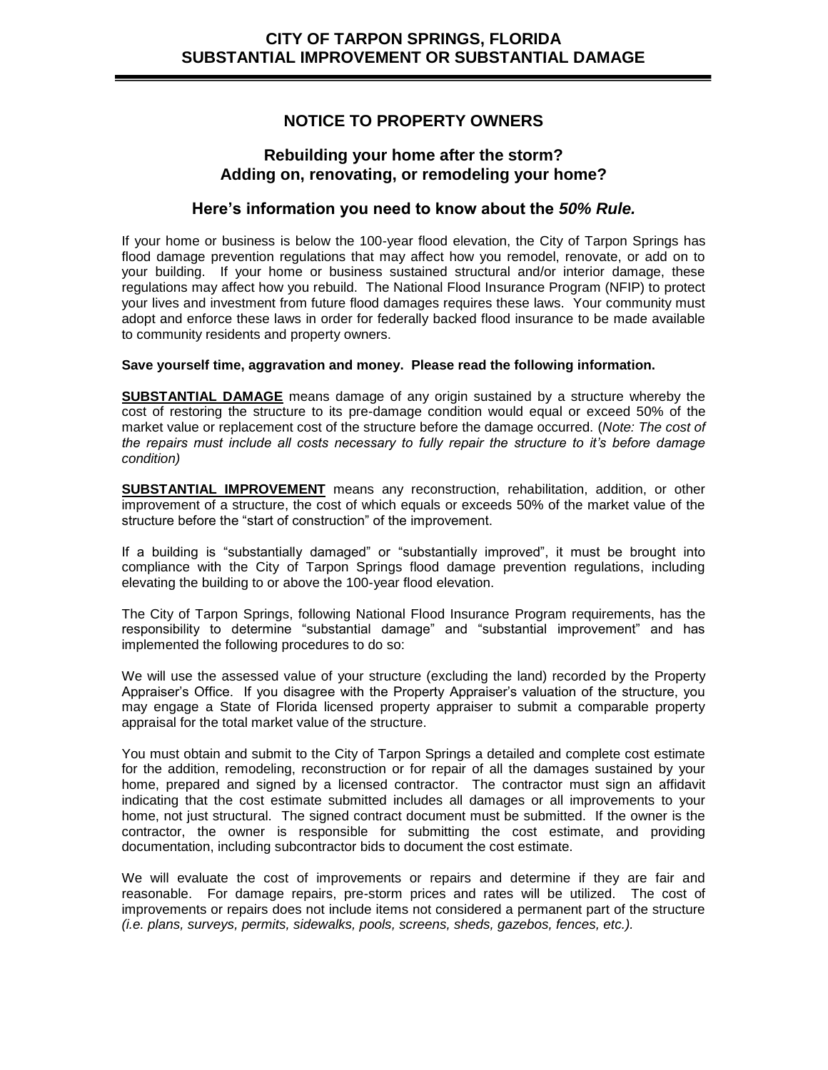# CITY OF TARPON SPRINGS, FLORIDA
# SUBSTANTIAL IMPROVEMENT OR SUBSTANTIAL DAMAGE

## NOTICE TO PROPERTY OWNERS

### Rebuilding your home after the storm?
### Adding on, renovating, or remodeling your home?

### Here's information you need to know about the *50% Rule.*

If your home or business is below the 100-year flood elevation, the City of Tarpon Springs has flood damage prevention regulations that may affect how you remodel, renovate, or add on to your building. If your home or business sustained structural and/or interior damage, these regulations may affect how you rebuild. The National Flood Insurance Program (NFIP) to protect your lives and investment from future flood damages requires these laws. Your community must adopt and enforce these laws in order for federally backed flood insurance to be made available to community residents and property owners.

**Save yourself time, aggravation and money. Please read the following information.**

**SUBSTANTIAL DAMAGE** means damage of any origin sustained by a structure whereby the cost of restoring the structure to its pre-damage condition would equal or exceed 50% of the market value or replacement cost of the structure before the damage occurred. (*Note: The cost of the repairs must include all costs necessary to fully repair the structure to it's before damage condition)*

**SUBSTANTIAL IMPROVEMENT** means any reconstruction, rehabilitation, addition, or other improvement of a structure, the cost of which equals or exceeds 50% of the market value of the structure before the "start of construction" of the improvement.

If a building is "substantially damaged" or "substantially improved", it must be brought into compliance with the City of Tarpon Springs flood damage prevention regulations, including elevating the building to or above the 100-year flood elevation.

The City of Tarpon Springs, following National Flood Insurance Program requirements, has the responsibility to determine "substantial damage" and "substantial improvement" and has implemented the following procedures to do so:

We will use the assessed value of your structure (excluding the land) recorded by the Property Appraiser's Office. If you disagree with the Property Appraiser's valuation of the structure, you may engage a State of Florida licensed property appraiser to submit a comparable property appraisal for the total market value of the structure.

You must obtain and submit to the City of Tarpon Springs a detailed and complete cost estimate for the addition, remodeling, reconstruction or for repair of all the damages sustained by your home, prepared and signed by a licensed contractor. The contractor must sign an affidavit indicating that the cost estimate submitted includes all damages or all improvements to your home, not just structural. The signed contract document must be submitted. If the owner is the contractor, the owner is responsible for submitting the cost estimate, and providing documentation, including subcontractor bids to document the cost estimate.

We will evaluate the cost of improvements or repairs and determine if they are fair and reasonable. For damage repairs, pre-storm prices and rates will be utilized. The cost of improvements or repairs does not include items not considered a permanent part of the structure *(i.e. plans, surveys, permits, sidewalks, pools, screens, sheds, gazebos, fences, etc.).*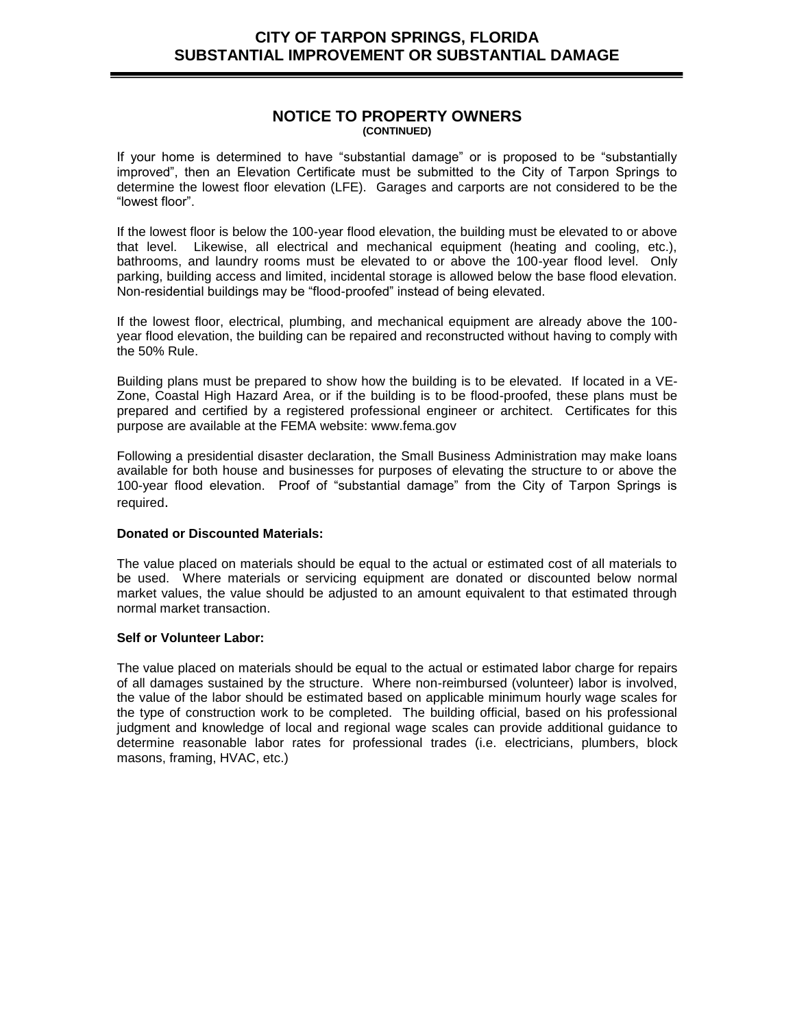# CITY OF TARPON SPRINGS, FLORIDA
# SUBSTANTIAL IMPROVEMENT OR SUBSTANTIAL DAMAGE

## NOTICE TO PROPERTY OWNERS
**(CONTINUED)**

If your home is determined to have "substantial damage" or is proposed to be "substantially improved", then an Elevation Certificate must be submitted to the City of Tarpon Springs to determine the lowest floor elevation (LFE). Garages and carports are not considered to be the "lowest floor".

If the lowest floor is below the 100-year flood elevation, the building must be elevated to or above that level. Likewise, all electrical and mechanical equipment (heating and cooling, etc.), bathrooms, and laundry rooms must be elevated to or above the 100-year flood level. Only parking, building access and limited, incidental storage is allowed below the base flood elevation. Non-residential buildings may be "flood-proofed" instead of being elevated.

If the lowest floor, electrical, plumbing, and mechanical equipment are already above the 100-year flood elevation, the building can be repaired and reconstructed without having to comply with the 50% Rule.

Building plans must be prepared to show how the building is to be elevated. If located in a VE-Zone, Coastal High Hazard Area, or if the building is to be flood-proofed, these plans must be prepared and certified by a registered professional engineer or architect. Certificates for this purpose are available at the FEMA website: www.fema.gov

Following a presidential disaster declaration, the Small Business Administration may make loans available for both house and businesses for purposes of elevating the structure to or above the 100-year flood elevation. Proof of "substantial damage" from the City of Tarpon Springs is required.

**Donated or Discounted Materials:**

The value placed on materials should be equal to the actual or estimated cost of all materials to be used. Where materials or servicing equipment are donated or discounted below normal market values, the value should be adjusted to an amount equivalent to that estimated through normal market transaction.

**Self or Volunteer Labor:**

The value placed on materials should be equal to the actual or estimated labor charge for repairs of all damages sustained by the structure. Where non-reimbursed (volunteer) labor is involved, the value of the labor should be estimated based on applicable minimum hourly wage scales for the type of construction work to be completed. The building official, based on his professional judgment and knowledge of local and regional wage scales can provide additional guidance to determine reasonable labor rates for professional trades (i.e. electricians, plumbers, block masons, framing, HVAC, etc.)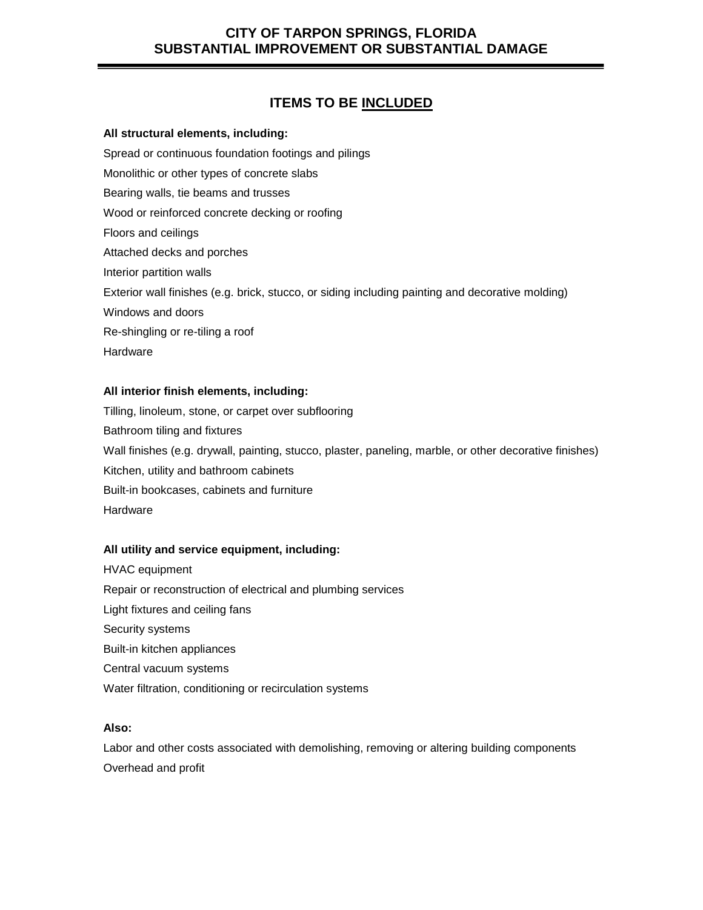# CITY OF TARPON SPRINGS, FLORIDA
# SUBSTANTIAL IMPROVEMENT OR SUBSTANTIAL DAMAGE

## ITEMS TO BE <u>INCLUDED</u>

**All structural elements, including:**

Spread or continuous foundation footings and pilings

Monolithic or other types of concrete slabs

Bearing walls, tie beams and trusses

Wood or reinforced concrete decking or roofing

Floors and ceilings

Attached decks and porches

Interior partition walls

Exterior wall finishes (e.g. brick, stucco, or siding including painting and decorative molding)

Windows and doors

Re-shingling or re-tiling a roof

Hardware

**All interior finish elements, including:**

Tilling, linoleum, stone, or carpet over subflooring

Bathroom tiling and fixtures

Wall finishes (e.g. drywall, painting, stucco, plaster, paneling, marble, or other decorative finishes)

Kitchen, utility and bathroom cabinets

Built-in bookcases, cabinets and furniture

Hardware

**All utility and service equipment, including:**

HVAC equipment

Repair or reconstruction of electrical and plumbing services

Light fixtures and ceiling fans

Security systems

Built-in kitchen appliances

Central vacuum systems

Water filtration, conditioning or recirculation systems

**Also:**

Labor and other costs associated with demolishing, removing or altering building components

Overhead and profit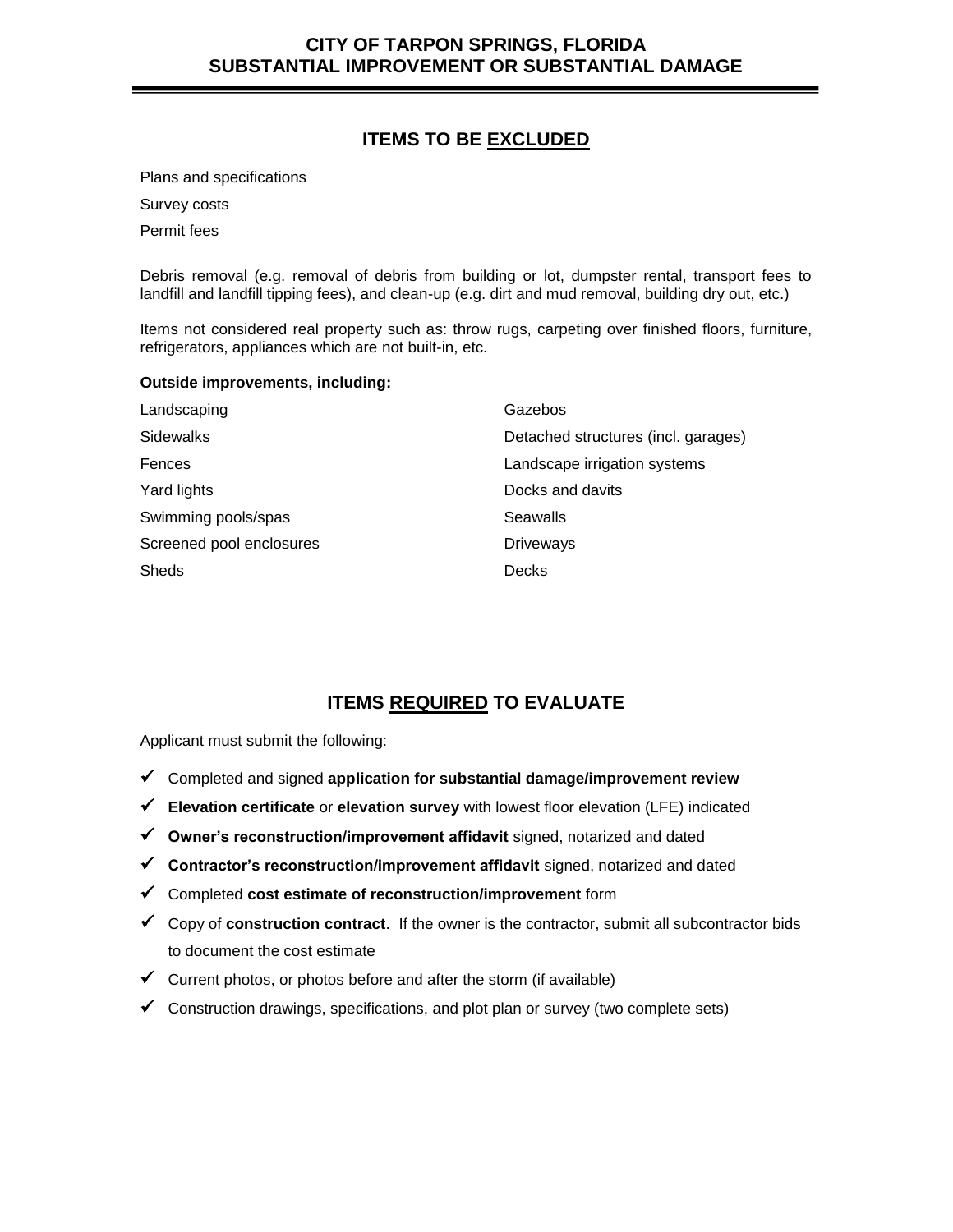## ITEMS TO BE EXCLUDED

Plans and specifications

Survey costs

Permit fees

Debris removal (e.g. removal of debris from building or lot, dumpster rental, transport fees to landfill and landfill tipping fees), and clean-up (e.g. dirt and mud removal, building dry out, etc.)

Items not considered real property such as: throw rugs, carpeting over finished floors, furniture, refrigerators, appliances which are not built-in, etc.

**Outside improvements, including:**

- Landscaping
- Sidewalks
- Fences
- Yard lights
- Swimming pools/spas
- Screened pool enclosures
- Sheds
- Gazebos
- Detached structures (incl. garages)
- Landscape irrigation systems
- Docks and davits
- Seawalls
- Driveways
- Decks

## ITEMS REQUIRED TO EVALUATE

Applicant must submit the following:

- ✓ Completed and signed **application for substantial damage/improvement review**
- ✓ **Elevation certificate** or **elevation survey** with lowest floor elevation (LFE) indicated
- ✓ **Owner's reconstruction/improvement affidavit** signed, notarized and dated
- ✓ **Contractor's reconstruction/improvement affidavit** signed, notarized and dated
- ✓ Completed **cost estimate of reconstruction/improvement** form
- ✓ Copy of **construction contract**. If the owner is the contractor, submit all subcontractor bids to document the cost estimate
- ✓ Current photos, or photos before and after the storm (if available)
- ✓ Construction drawings, specifications, and plot plan or survey (two complete sets)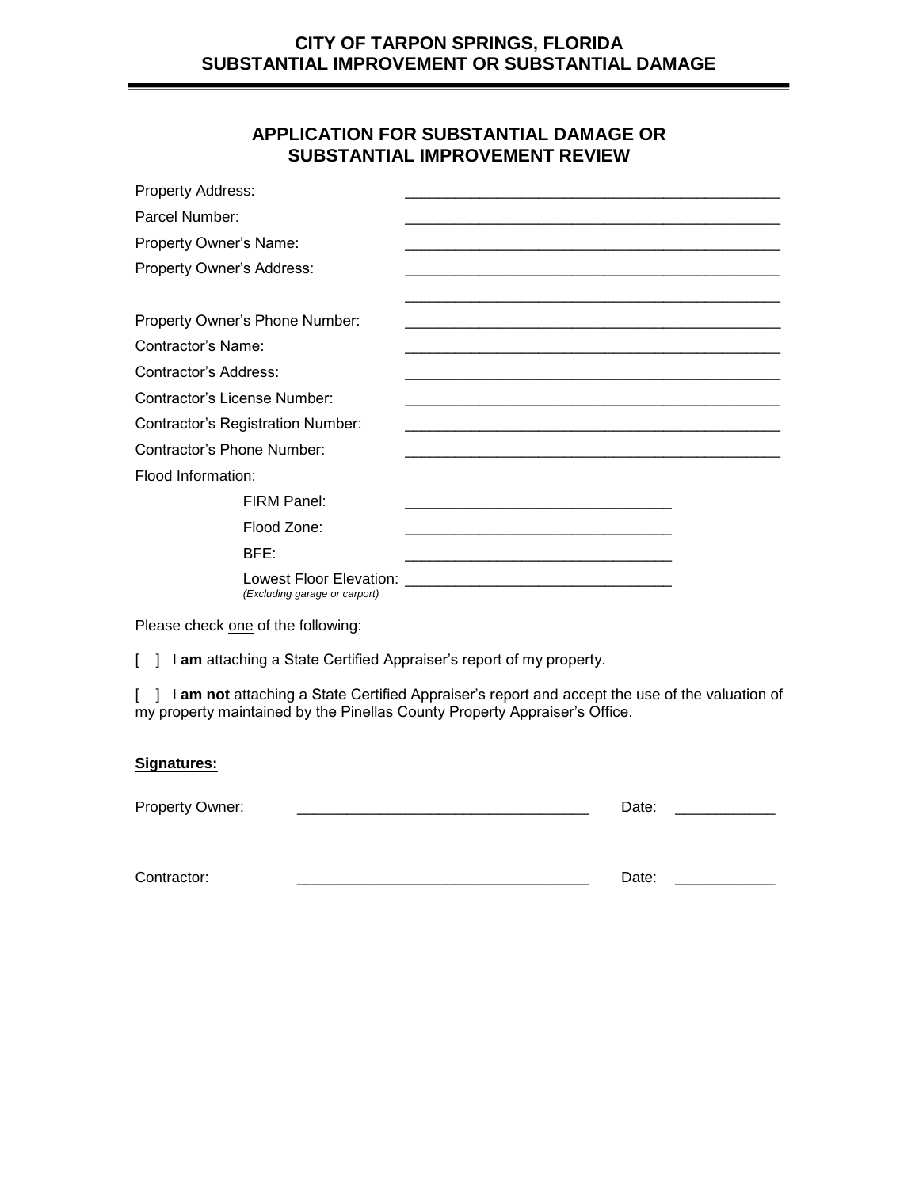## APPLICATION FOR SUBSTANTIAL DAMAGE OR SUBSTANTIAL IMPROVEMENT REVIEW

Property Address: ______________________________________________

Parcel Number: ______________________________________________

Property Owner's Name: ______________________________________________

Property Owner's Address: ______________________________________________

______________________________________________

Property Owner's Phone Number: ______________________________________________

Contractor's Name: ______________________________________________

Contractor's Address: ______________________________________________

Contractor's License Number: ______________________________________________

Contractor's Registration Number: ______________________________________________

Contractor's Phone Number: ______________________________________________

Flood Information:

- FIRM Panel: ________________________________
- Flood Zone: ________________________________
- BFE: ________________________________
- Lowest Floor Elevation: ________________________________
  *(Excluding garage or carport)*

Please check one of the following:

[ ] I **am** attaching a State Certified Appraiser's report of my property.

[ ] I **am not** attaching a State Certified Appraiser's report and accept the use of the valuation of my property maintained by the Pinellas County Property Appraiser's Office.

**Signatures:**

Property Owner: ___________________________________ Date: ____________

Contractor: ___________________________________ Date: ____________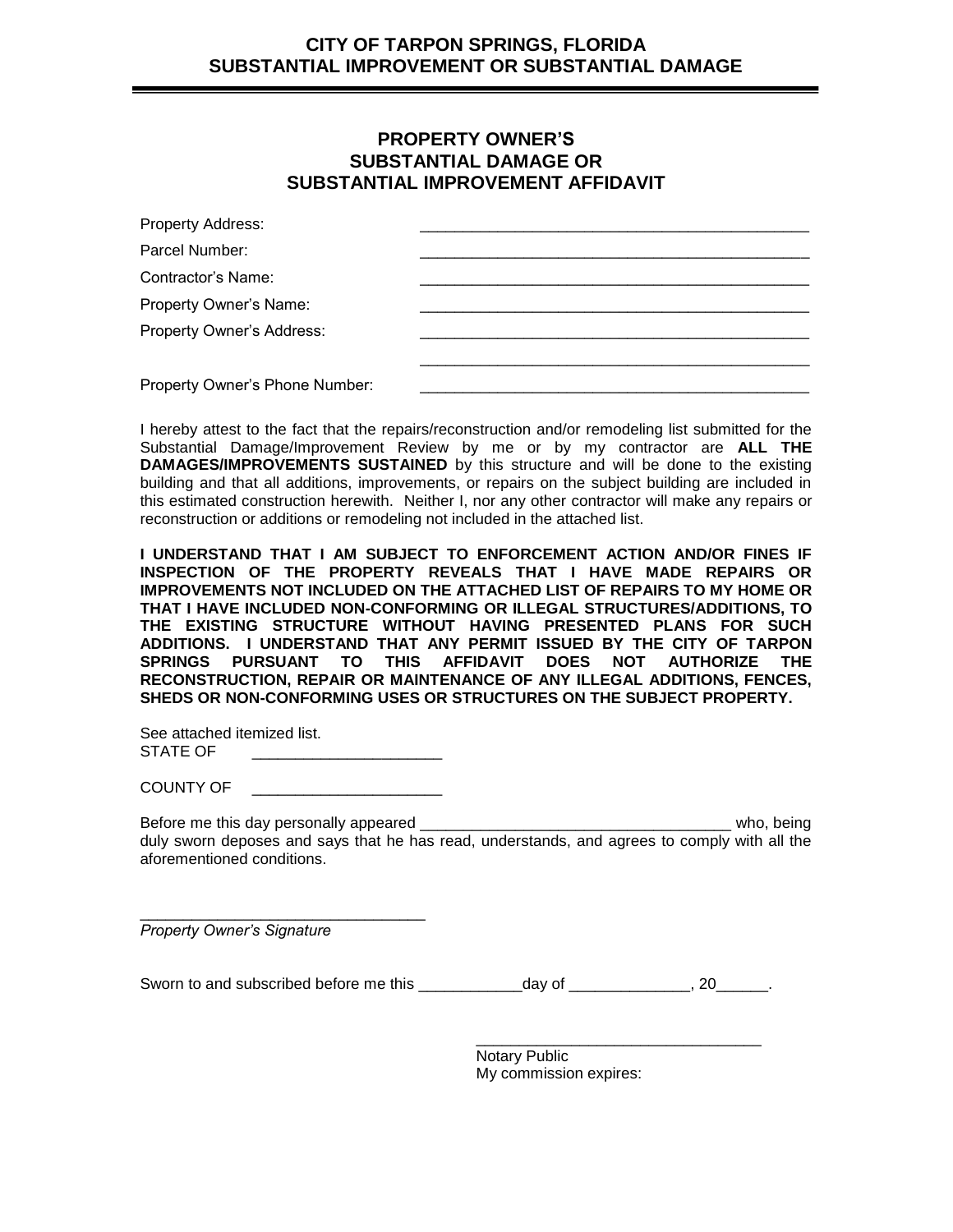# CITY OF TARPON SPRINGS, FLORIDA
## SUBSTANTIAL IMPROVEMENT OR SUBSTANTIAL DAMAGE

---

## PROPERTY OWNER'S SUBSTANTIAL DAMAGE OR SUBSTANTIAL IMPROVEMENT AFFIDAVIT

Property Address: _______________________________________________

Parcel Number: _______________________________________________

Contractor's Name: _______________________________________________

Property Owner's Name: _______________________________________________

Property Owner's Address: _______________________________________________

_______________________________________________

Property Owner's Phone Number: _______________________________________________

I hereby attest to the fact that the repairs/reconstruction and/or remodeling list submitted for the Substantial Damage/Improvement Review by me or by my contractor are **ALL THE DAMAGES/IMPROVEMENTS SUSTAINED** by this structure and will be done to the existing building and that all additions, improvements, or repairs on the subject building are included in this estimated construction herewith. Neither I, nor any other contractor will make any repairs or reconstruction or additions or remodeling not included in the attached list.

**I UNDERSTAND THAT I AM SUBJECT TO ENFORCEMENT ACTION AND/OR FINES IF INSPECTION OF THE PROPERTY REVEALS THAT I HAVE MADE REPAIRS OR IMPROVEMENTS NOT INCLUDED ON THE ATTACHED LIST OF REPAIRS TO MY HOME OR THAT I HAVE INCLUDED NON-CONFORMING OR ILLEGAL STRUCTURES/ADDITIONS, TO THE EXISTING STRUCTURE WITHOUT HAVING PRESENTED PLANS FOR SUCH ADDITIONS. I UNDERSTAND THAT ANY PERMIT ISSUED BY THE CITY OF TARPON SPRINGS PURSUANT TO THIS AFFIDAVIT DOES NOT AUTHORIZE THE RECONSTRUCTION, REPAIR OR MAINTENANCE OF ANY ILLEGAL ADDITIONS, FENCES, SHEDS OR NON-CONFORMING USES OR STRUCTURES ON THE SUBJECT PROPERTY.**

See attached itemized list.

STATE OF ______________________

COUNTY OF ______________________

Before me this day personally appeared ___________________________________ who, being duly sworn deposes and says that he has read, understands, and agrees to comply with all the aforementioned conditions.

_________________________________

*Property Owner's Signature*

Sworn to and subscribed before me this ____________day of ______________, 20______.

_________________________________

Notary Public

My commission expires: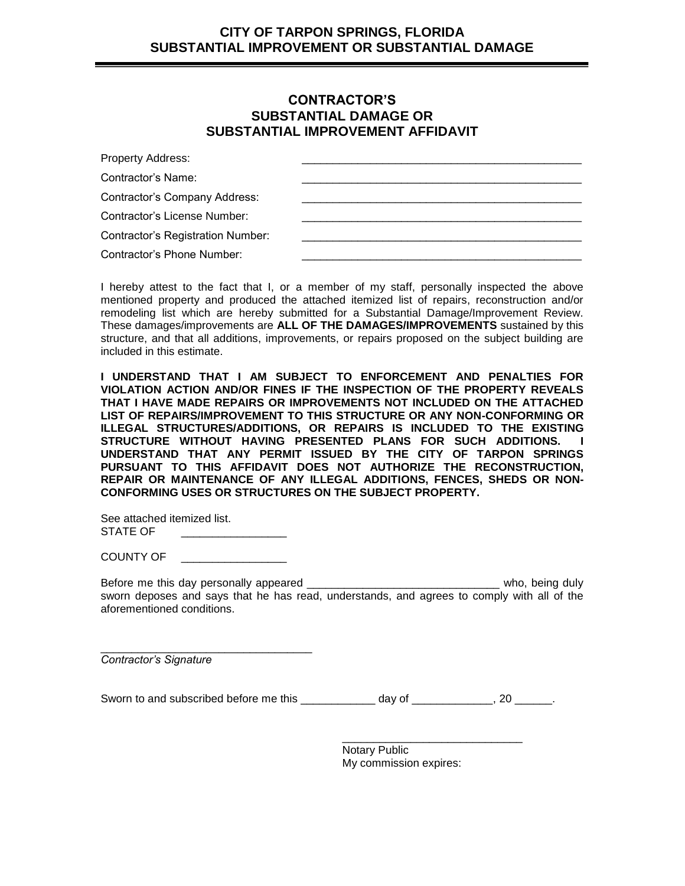# CONTRACTOR'S SUBSTANTIAL DAMAGE OR SUBSTANTIAL IMPROVEMENT AFFIDAVIT

Property Address: ______________________________________________

Contractor's Name: ______________________________________________

Contractor's Company Address: ______________________________________________

Contractor's License Number: ______________________________________________

Contractor's Registration Number: ______________________________________________

Contractor's Phone Number: ______________________________________________

I hereby attest to the fact that I, or a member of my staff, personally inspected the above mentioned property and produced the attached itemized list of repairs, reconstruction and/or remodeling list which are hereby submitted for a Substantial Damage/Improvement Review. These damages/improvements are **ALL OF THE DAMAGES/IMPROVEMENTS** sustained by this structure, and that all additions, improvements, or repairs proposed on the subject building are included in this estimate.

**I UNDERSTAND THAT I AM SUBJECT TO ENFORCEMENT AND PENALTIES FOR VIOLATION ACTION AND/OR FINES IF THE INSPECTION OF THE PROPERTY REVEALS THAT I HAVE MADE REPAIRS OR IMPROVEMENTS NOT INCLUDED ON THE ATTACHED LIST OF REPAIRS/IMPROVEMENT TO THIS STRUCTURE OR ANY NON-CONFORMING OR ILLEGAL STRUCTURES/ADDITIONS, OR REPAIRS IS INCLUDED TO THE EXISTING STRUCTURE WITHOUT HAVING PRESENTED PLANS FOR SUCH ADDITIONS. I UNDERSTAND THAT ANY PERMIT ISSUED BY THE CITY OF TARPON SPRINGS PURSUANT TO THIS AFFIDAVIT DOES NOT AUTHORIZE THE RECONSTRUCTION, REPAIR OR MAINTENANCE OF ANY ILLEGAL ADDITIONS, FENCES, SHEDS OR NON-CONFORMING USES OR STRUCTURES ON THE SUBJECT PROPERTY.**

See attached itemized list.

STATE OF _________________

COUNTY OF _________________

Before me this day personally appeared ______________________________ who, being duly sworn deposes and says that he has read, understands, and agrees to comply with all of the aforementioned conditions.

__________________________________

*Contractor's Signature*

Sworn to and subscribed before me this ____________ day of _____________, 20 ______.

_____________________________

Notary Public

My commission expires: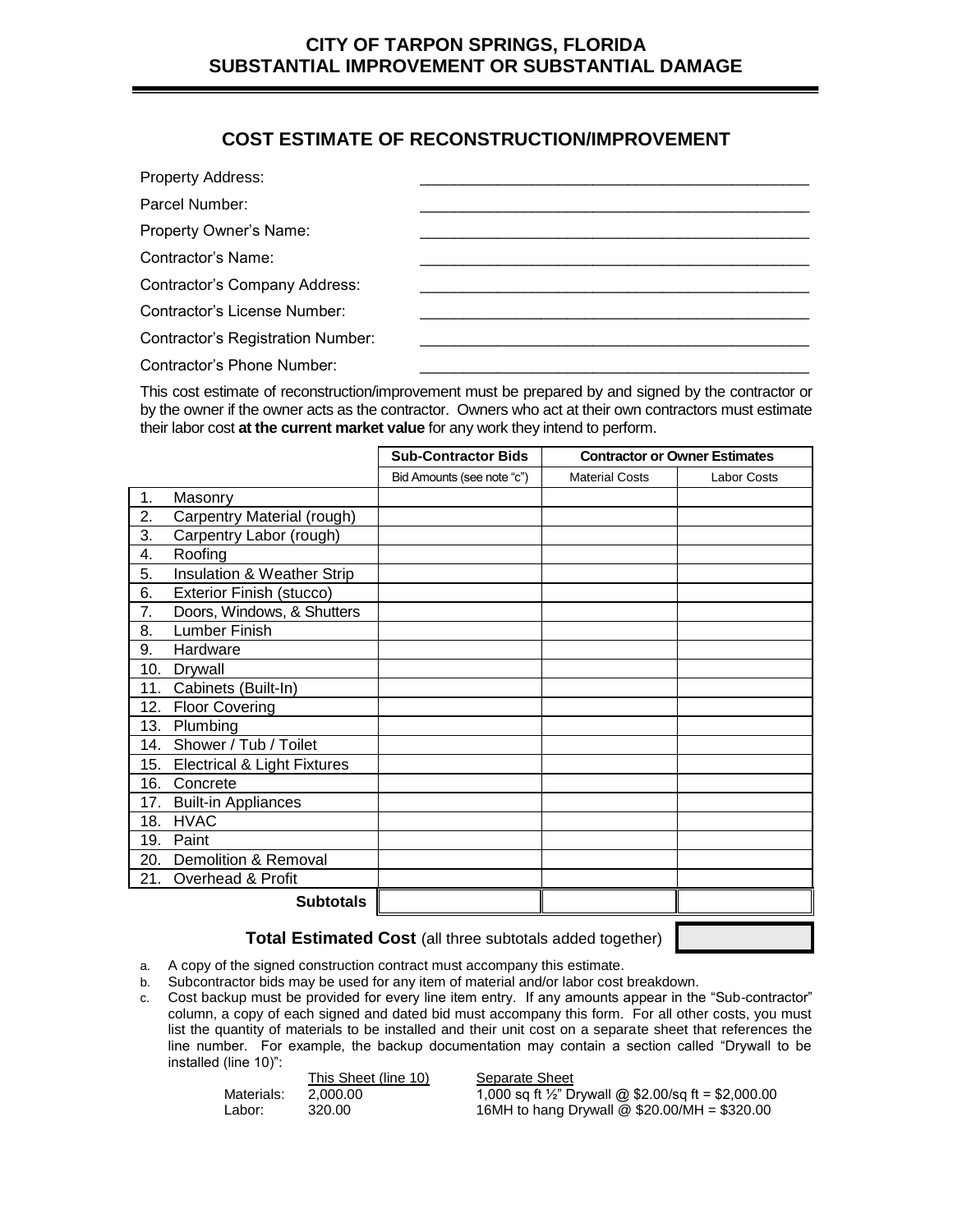**CITY OF TARPON SPRINGS, FLORIDA**
**SUBSTANTIAL IMPROVEMENT OR SUBSTANTIAL DAMAGE**

## COST ESTIMATE OF RECONSTRUCTION/IMPROVEMENT

Property Address: ____________________________________________

Parcel Number: ____________________________________________

Property Owner's Name: ____________________________________________

Contractor's Name: ____________________________________________

Contractor's Company Address: ____________________________________________

Contractor's License Number: ____________________________________________

Contractor's Registration Number: ____________________________________________

Contractor's Phone Number: ____________________________________________

This cost estimate of reconstruction/improvement must be prepared by and signed by the contractor or by the owner if the owner acts as the contractor. Owners who act at their own contractors must estimate their labor cost **at the current market value** for any work they intend to perform.

| | **Sub-Contractor Bids** | **Contractor or Owner Estimates** | |
|---|---|---|---|
| | Bid Amounts (see note "c") | Material Costs | Labor Costs |
| 1. Masonry | | | |
| 2. Carpentry Material (rough) | | | |
| 3. Carpentry Labor (rough) | | | |
| 4. Roofing | | | |
| 5. Insulation & Weather Strip | | | |
| 6. Exterior Finish (stucco) | | | |
| 7. Doors, Windows, & Shutters | | | |
| 8. Lumber Finish | | | |
| 9. Hardware | | | |
| 10. Drywall | | | |
| 11. Cabinets (Built-In) | | | |
| 12. Floor Covering | | | |
| 13. Plumbing | | | |
| 14. Shower / Tub / Toilet | | | |
| 15. Electrical & Light Fixtures | | | |
| 16. Concrete | | | |
| 17. Built-in Appliances | | | |
| 18. HVAC | | | |
| 19. Paint | | | |
| 20. Demolition & Removal | | | |
| 21. Overhead & Profit | | | |
| **Subtotals** | | | |

**Total Estimated Cost** (all three subtotals added together) ____________

a. A copy of the signed construction contract must accompany this estimate.

b. Subcontractor bids may be used for any item of material and/or labor cost breakdown.

c. Cost backup must be provided for every line item entry. If any amounts appear in the "Sub-contractor" column, a copy of each signed and dated bid must accompany this form. For all other costs, you must list the quantity of materials to be installed and their unit cost on a separate sheet that references the line number. For example, the backup documentation may contain a section called "Drywall to be installed (line 10)":

| | This Sheet (line 10) | Separate Sheet |
|---|---|---|
| Materials: | 2,000.00 | 1,000 sq ft ½" Drywall @ $2.00/sq ft = $2,000.00 |
| Labor: | 320.00 | 16MH to hang Drywall @ $20.00/MH = $320.00 |